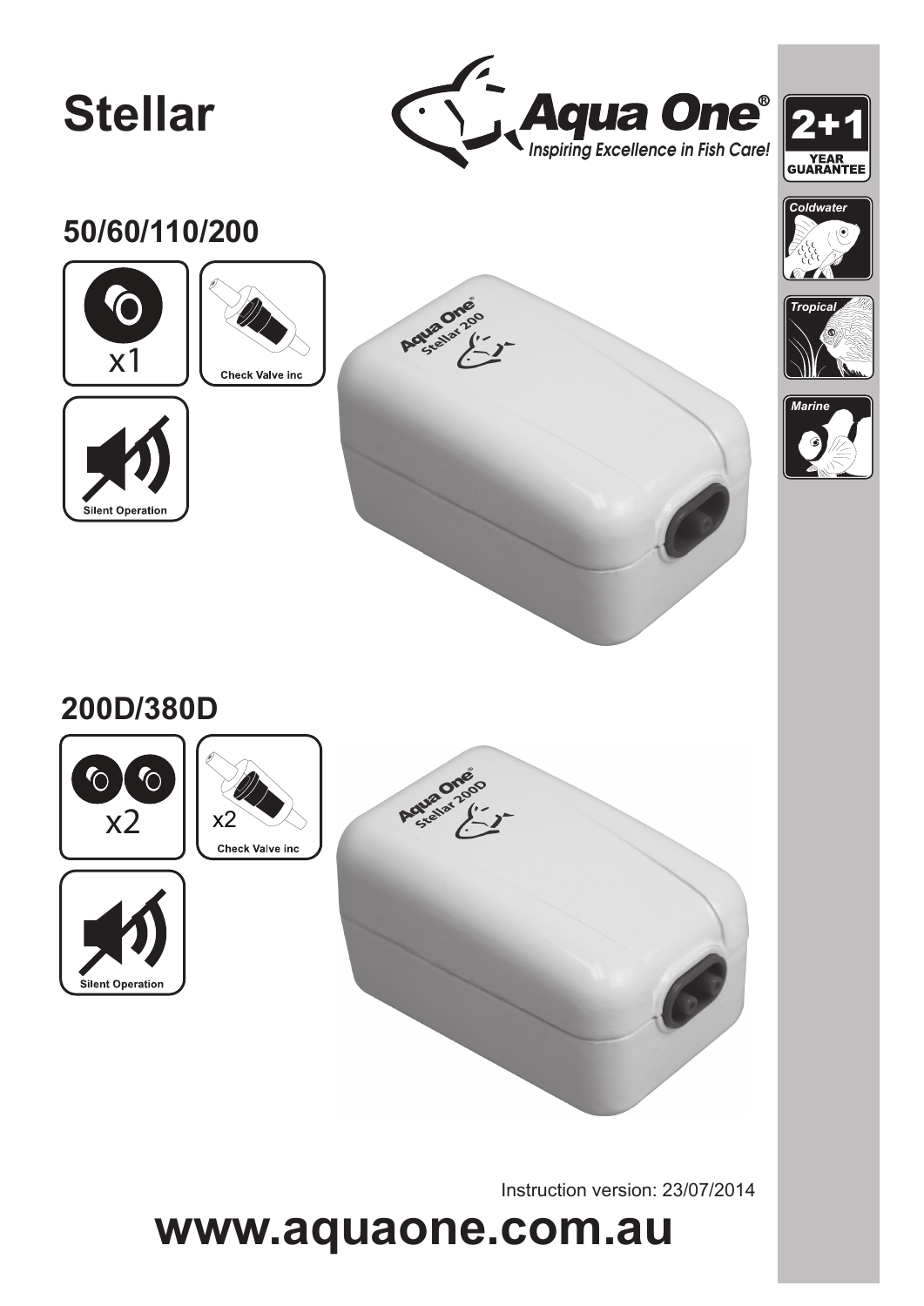# Stellar

Aqua One®
*Inspiring Excellence in Fish Care!*

2+1 YEAR GUARANTEE

Coldwater

Tropical

Marine

## 50/60/110/200

x1

Check Valve inc

Silent Operation

## 200D/380D

x2

x2 Check Valve inc

Silent Operation

Instruction version: 23/07/2014

**www.aquaone.com.au**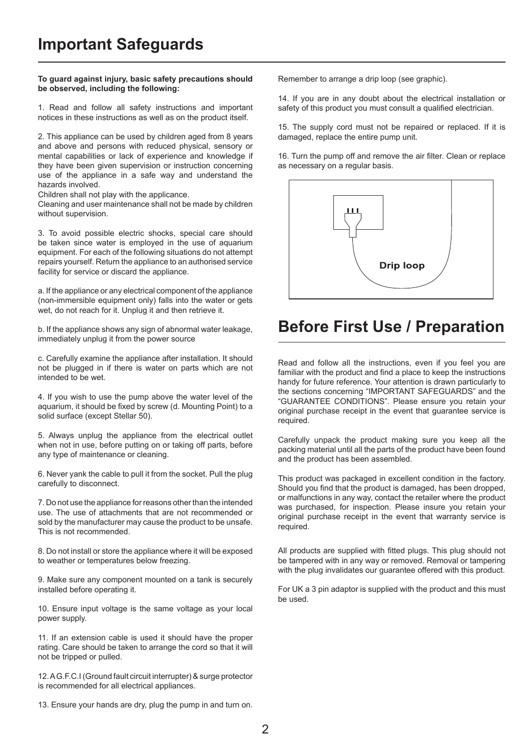# Important Safeguards

**To guard against injury, basic safety precautions should be observed, including the following:**

1. Read and follow all safety instructions and important notices in these instructions as well as on the product itself.

2. This appliance can be used by children aged from 8 years and above and persons with reduced physical, sensory or mental capabilities or lack of experience and knowledge if they have been given supervision or instruction concerning use of the appliance in a safe way and understand the hazards involved.
Children shall not play with the applicance.
Cleaning and user maintenance shall not be made by children without supervision.

3. To avoid possible electric shocks, special care should be taken since water is employed in the use of aquarium equipment. For each of the following situations do not attempt repairs yourself. Return the appliance to an authorised service facility for service or discard the appliance.

a. If the appliance or any electrical component of the appliance (non-immersible equipment only) falls into the water or gets wet, do not reach for it. Unplug it and then retrieve it.

b. If the appliance shows any sign of abnormal water leakage, immediately unplug it from the power source

c. Carefully examine the appliance after installation. It should not be plugged in if there is water on parts which are not intended to be wet.

4. If you wish to use the pump above the water level of the aquarium, it should be fixed by screw (d. Mounting Point) to a solid surface (except Stellar 50).

5. Always unplug the appliance from the electrical outlet when not in use, before putting on or taking off parts, before any type of maintenance or cleaning.

6. Never yank the cable to pull it from the socket. Pull the plug carefully to disconnect.

7. Do not use the appliance for reasons other than the intended use. The use of attachments that are not recommended or sold by the manufacturer may cause the product to be unsafe. This is not recommended.

8. Do not install or store the appliance where it will be exposed to weather or temperatures below freezing.

9. Make sure any component mounted on a tank is securely installed before operating it.

10. Ensure input voltage is the same voltage as your local power supply.

11. If an extension cable is used it should have the proper rating. Care should be taken to arrange the cord so that it will not be tripped or pulled.

12. A G.F.C.I (Ground fault circuit interrupter) & surge protector is recommended for all electrical appliances.

13. Ensure your hands are dry, plug the pump in and turn on. Remember to arrange a drip loop (see graphic).

14. If you are in any doubt about the electrical installation or safety of this product you must consult a qualified electrician.

15. The supply cord must not be repaired or replaced. If it is damaged, replace the entire pump unit.

16. Turn the pump off and remove the air filter. Clean or replace as necessary on a regular basis.

Drip loop

# Before First Use / Preparation

Read and follow all the instructions, even if you feel you are familiar with the product and find a place to keep the instructions handy for future reference. Your attention is drawn particularly to the sections concerning "IMPORTANT SAFEGUARDS" and the "GUARANTEE CONDITIONS". Please ensure you retain your original purchase receipt in the event that guarantee service is required.

Carefully unpack the product making sure you keep all the packing material until all the parts of the product have been found and the product has been assembled.

This product was packaged in excellent condition in the factory. Should you find that the product is damaged, has been dropped, or malfunctions in any way, contact the retailer where the product was purchased, for inspection. Please insure you retain your original purchase receipt in the event that warranty service is required.

All products are supplied with fitted plugs. This plug should not be tampered with in any way or removed. Removal or tampering with the plug invalidates our guarantee offered with this product.

For UK a 3 pin adaptor is supplied with the product and this must be used.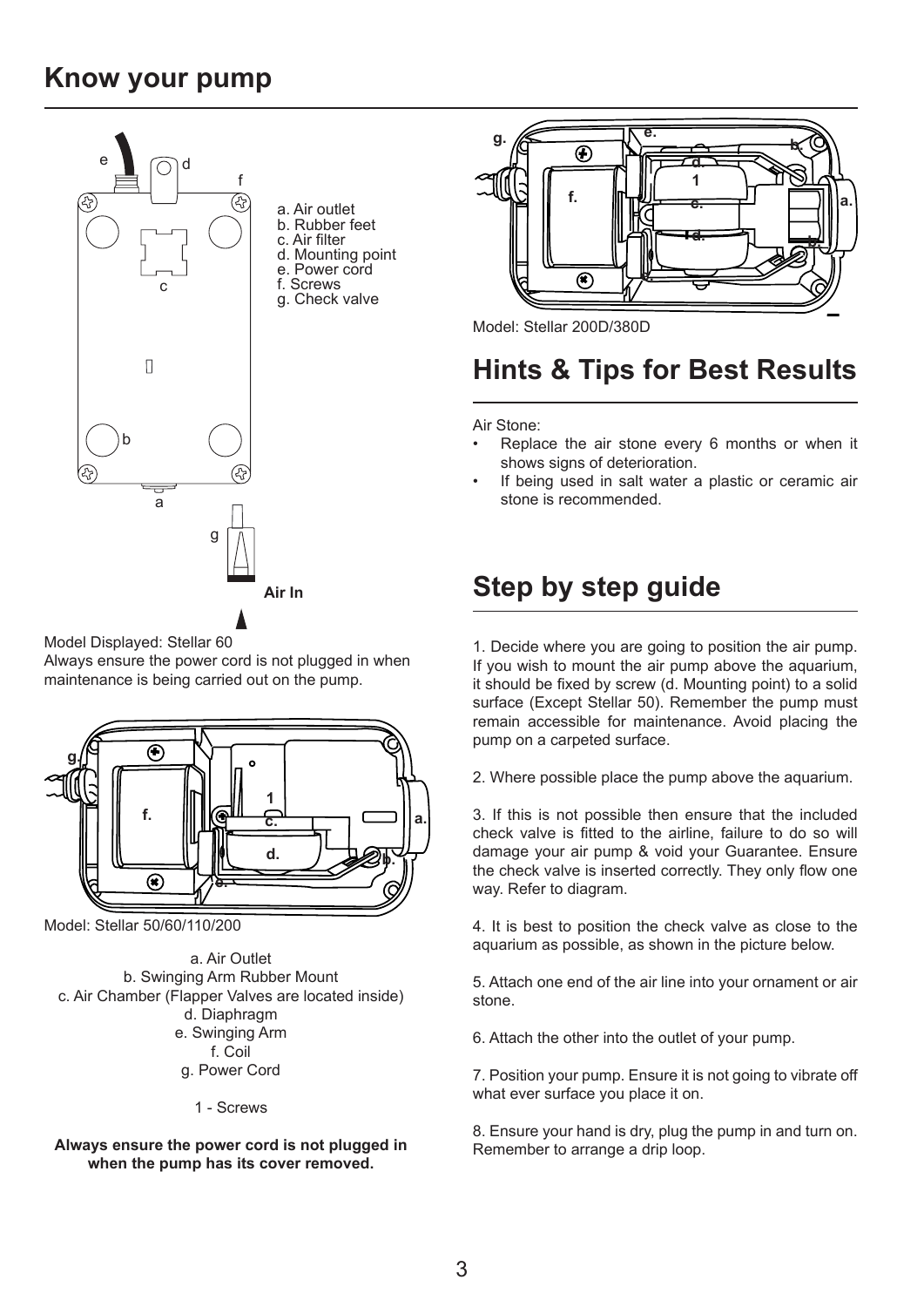# Know your pump

a. Air outlet
b. Rubber feet
c. Air filter
d. Mounting point
e. Power cord
f. Screws
g. Check valve

Air In

Model Displayed: Stellar 60

Always ensure the power cord is not plugged in when maintenance is being carried out on the pump.

Model: Stellar 50/60/110/200

a. Air Outlet
b. Swinging Arm Rubber Mount
c. Air Chamber (Flapper Valves are located inside)
d. Diaphragm
e. Swinging Arm
f. Coil
g. Power Cord

1 - Screws

**Always ensure the power cord is not plugged in when the pump has its cover removed.**

Model: Stellar 200D/380D

# Hints & Tips for Best Results

Air Stone:

- Replace the air stone every 6 months or when it shows signs of deterioration.
- If being used in salt water a plastic or ceramic air stone is recommended.

# Step by step guide

1. Decide where you are going to position the air pump. If you wish to mount the air pump above the aquarium, it should be fixed by screw (d. Mounting point) to a solid surface (Except Stellar 50). Remember the pump must remain accessible for maintenance. Avoid placing the pump on a carpeted surface.

2. Where possible place the pump above the aquarium.

3. If this is not possible then ensure that the included check valve is fitted to the airline, failure to do so will damage your air pump & void your Guarantee. Ensure the check valve is inserted correctly. They only flow one way. Refer to diagram.

4. It is best to position the check valve as close to the aquarium as possible, as shown in the picture below.

5. Attach one end of the air line into your ornament or air stone.

6. Attach the other into the outlet of your pump.

7. Position your pump. Ensure it is not going to vibrate off what ever surface you place it on.

8. Ensure your hand is dry, plug the pump in and turn on. Remember to arrange a drip loop.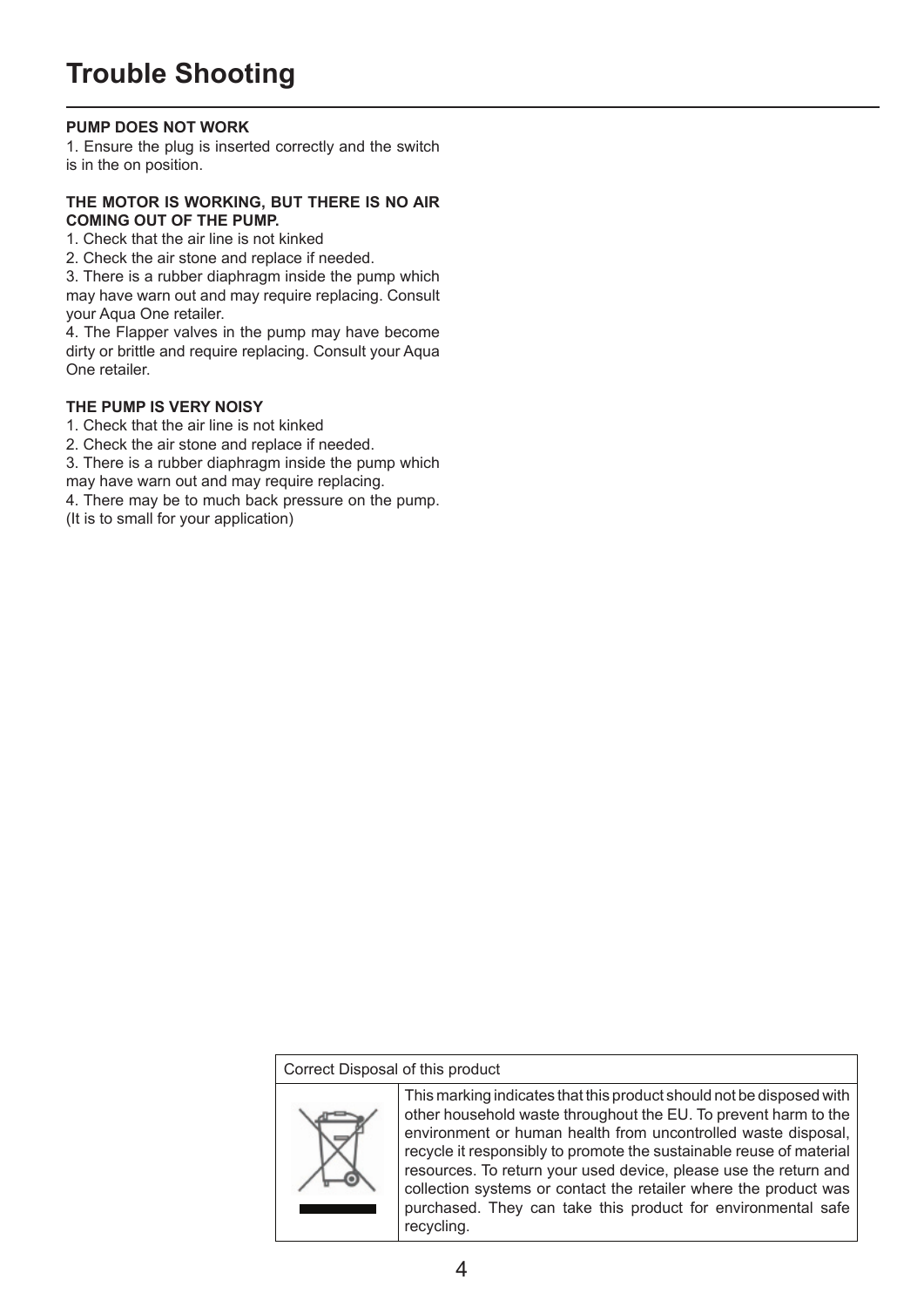# Trouble Shooting

**PUMP DOES NOT WORK**

1. Ensure the plug is inserted correctly and the switch is in the on position.

**THE MOTOR IS WORKING, BUT THERE IS NO AIR COMING OUT OF THE PUMP.**

1. Check that the air line is not kinked
2. Check the air stone and replace if needed.
3. There is a rubber diaphragm inside the pump which may have warn out and may require replacing. Consult your Aqua One retailer.
4. The Flapper valves in the pump may have become dirty or brittle and require replacing. Consult your Aqua One retailer.

**THE PUMP IS VERY NOISY**

1. Check that the air line is not kinked
2. Check the air stone and replace if needed.
3. There is a rubber diaphragm inside the pump which may have warn out and may require replacing.
4. There may be to much back pressure on the pump. (It is to small for your application)

| Correct Disposal of this product | |
|---|---|
| | This marking indicates that this product should not be disposed with other household waste throughout the EU. To prevent harm to the environment or human health from uncontrolled waste disposal, recycle it responsibly to promote the sustainable reuse of material resources. To return your used device, please use the return and collection systems or contact the retailer where the product was purchased. They can take this product for environmental safe recycling. |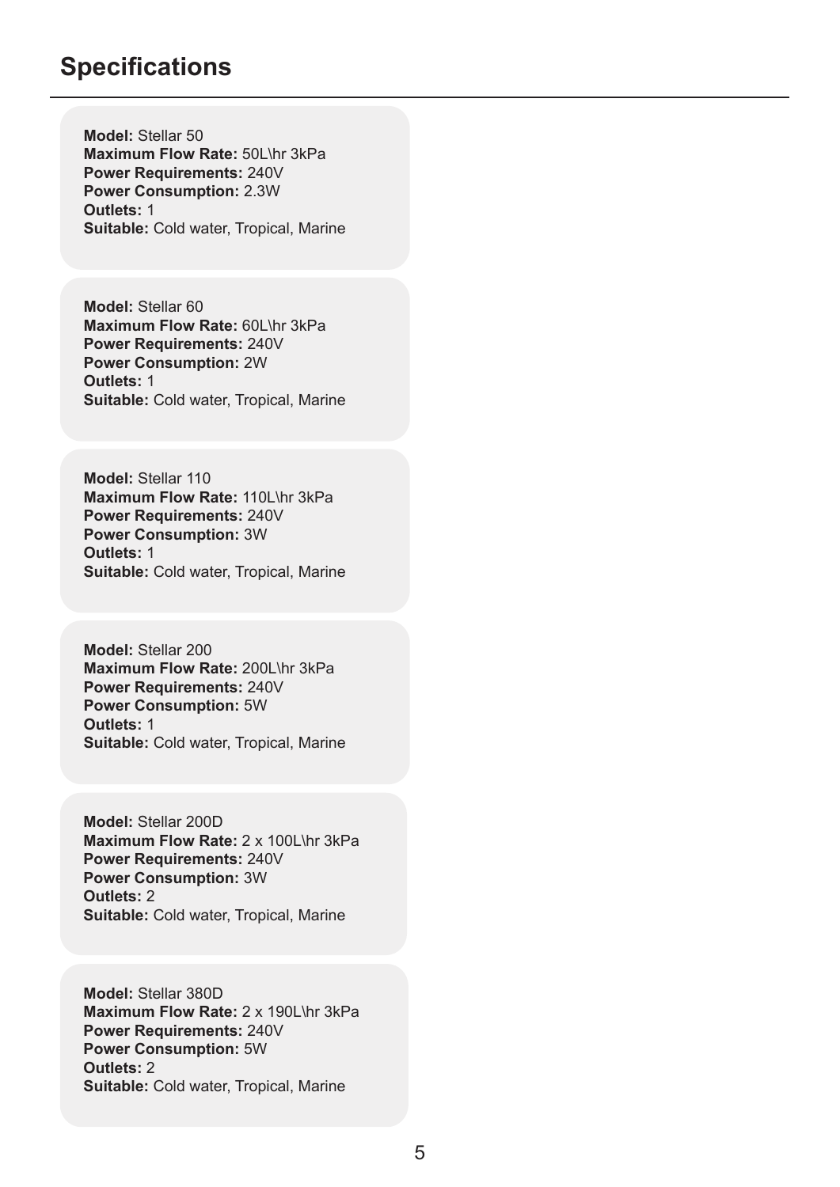## Specifications

**Model:** Stellar 50
**Maximum Flow Rate:** 50L\hr 3kPa
**Power Requirements:** 240V
**Power Consumption:** 2.3W
**Outlets:** 1
**Suitable:** Cold water, Tropical, Marine

**Model:** Stellar 60
**Maximum Flow Rate:** 60L\hr 3kPa
**Power Requirements:** 240V
**Power Consumption:** 2W
**Outlets:** 1
**Suitable:** Cold water, Tropical, Marine

**Model:** Stellar 110
**Maximum Flow Rate:** 110L\hr 3kPa
**Power Requirements:** 240V
**Power Consumption:** 3W
**Outlets:** 1
**Suitable:** Cold water, Tropical, Marine

**Model:** Stellar 200
**Maximum Flow Rate:** 200L\hr 3kPa
**Power Requirements:** 240V
**Power Consumption:** 5W
**Outlets:** 1
**Suitable:** Cold water, Tropical, Marine

**Model:** Stellar 200D
**Maximum Flow Rate:** 2 x 100L\hr 3kPa
**Power Requirements:** 240V
**Power Consumption:** 3W
**Outlets:** 2
**Suitable:** Cold water, Tropical, Marine

**Model:** Stellar 380D
**Maximum Flow Rate:** 2 x 190L\hr 3kPa
**Power Requirements:** 240V
**Power Consumption:** 5W
**Outlets:** 2
**Suitable:** Cold water, Tropical, Marine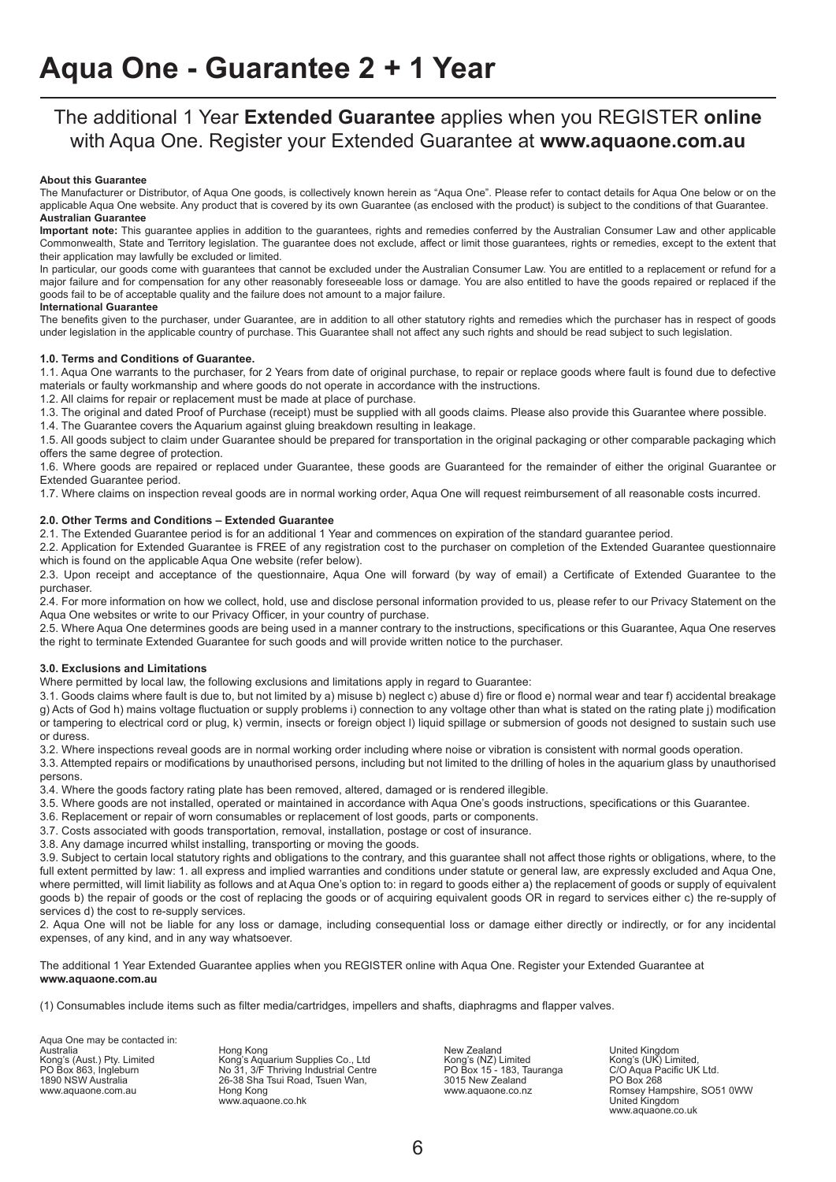# Aqua One - Guarantee 2 + 1 Year

## The additional 1 Year **Extended Guarantee** applies when you REGISTER **online** with Aqua One. Register your Extended Guarantee at **www.aquaone.com.au**

**About this Guarantee**

The Manufacturer or Distributor, of Aqua One goods, is collectively known herein as "Aqua One". Please refer to contact details for Aqua One below or on the applicable Aqua One website. Any product that is covered by its own Guarantee (as enclosed with the product) is subject to the conditions of that Guarantee.

**Australian Guarantee**

**Important note:** This guarantee applies in addition to the guarantees, rights and remedies conferred by the Australian Consumer Law and other applicable Commonwealth, State and Territory legislation. The guarantee does not exclude, affect or limit those guarantees, rights or remedies, except to the extent that their application may lawfully be excluded or limited.

In particular, our goods come with guarantees that cannot be excluded under the Australian Consumer Law. You are entitled to a replacement or refund for a major failure and for compensation for any other reasonably foreseeable loss or damage. You are also entitled to have the goods repaired or replaced if the goods fail to be of acceptable quality and the failure does not amount to a major failure.

**International Guarantee**

The benefits given to the purchaser, under Guarantee, are in addition to all other statutory rights and remedies which the purchaser has in respect of goods under legislation in the applicable country of purchase. This Guarantee shall not affect any such rights and should be read subject to such legislation.

**1.0. Terms and Conditions of Guarantee.**

1.1. Aqua One warrants to the purchaser, for 2 Years from date of original purchase, to repair or replace goods where fault is found due to defective materials or faulty workmanship and where goods do not operate in accordance with the instructions.

1.2. All claims for repair or replacement must be made at place of purchase.

1.3. The original and dated Proof of Purchase (receipt) must be supplied with all goods claims. Please also provide this Guarantee where possible.

1.4. The Guarantee covers the Aquarium against gluing breakdown resulting in leakage.

1.5. All goods subject to claim under Guarantee should be prepared for transportation in the original packaging or other comparable packaging which offers the same degree of protection.

1.6. Where goods are repaired or replaced under Guarantee, these goods are Guaranteed for the remainder of either the original Guarantee or Extended Guarantee period.

1.7. Where claims on inspection reveal goods are in normal working order, Aqua One will request reimbursement of all reasonable costs incurred.

**2.0. Other Terms and Conditions – Extended Guarantee**

2.1. The Extended Guarantee period is for an additional 1 Year and commences on expiration of the standard guarantee period.

2.2. Application for Extended Guarantee is FREE of any registration cost to the purchaser on completion of the Extended Guarantee questionnaire which is found on the applicable Aqua One website (refer below).

2.3. Upon receipt and acceptance of the questionnaire, Aqua One will forward (by way of email) a Certificate of Extended Guarantee to the purchaser.

2.4. For more information on how we collect, hold, use and disclose personal information provided to us, please refer to our Privacy Statement on the Aqua One websites or write to our Privacy Officer, in your country of purchase.

2.5. Where Aqua One determines goods are being used in a manner contrary to the instructions, specifications or this Guarantee, Aqua One reserves the right to terminate Extended Guarantee for such goods and will provide written notice to the purchaser.

**3.0. Exclusions and Limitations**

Where permitted by local law, the following exclusions and limitations apply in regard to Guarantee:

3.1. Goods claims where fault is due to, but not limited by a) misuse b) neglect c) abuse d) fire or flood e) normal wear and tear f) accidental breakage g) Acts of God h) mains voltage fluctuation or supply problems i) connection to any voltage other than what is stated on the rating plate j) modification or tampering to electrical cord or plug, k) vermin, insects or foreign object l) liquid spillage or submersion of goods not designed to sustain such use or duress.

3.2. Where inspections reveal goods are in normal working order including where noise or vibration is consistent with normal goods operation.

3.3. Attempted repairs or modifications by unauthorised persons, including but not limited to the drilling of holes in the aquarium glass by unauthorised persons.

3.4. Where the goods factory rating plate has been removed, altered, damaged or is rendered illegible.

3.5. Where goods are not installed, operated or maintained in accordance with Aqua One's goods instructions, specifications or this Guarantee.

3.6. Replacement or repair of worn consumables or replacement of lost goods, parts or components.

3.7. Costs associated with goods transportation, removal, installation, postage or cost of insurance.

3.8. Any damage incurred whilst installing, transporting or moving the goods.

3.9. Subject to certain local statutory rights and obligations to the contrary, and this guarantee shall not affect those rights or obligations, where, to the full extent permitted by law: 1. all express and implied warranties and conditions under statute or general law, are expressly excluded and Aqua One, where permitted, will limit liability as follows and at Aqua One's option to: in regard to goods either a) the replacement of goods or supply of equivalent goods b) the repair of goods or the cost of replacing the goods or of acquiring equivalent goods OR in regard to services either c) the re-supply of services d) the cost to re-supply services.

2. Aqua One will not be liable for any loss or damage, including consequential loss or damage either directly or indirectly, or for any incidental expenses, of any kind, and in any way whatsoever.

The additional 1 Year Extended Guarantee applies when you REGISTER online with Aqua One. Register your Extended Guarantee at **www.aquaone.com.au**

(1) Consumables include items such as filter media/cartridges, impellers and shafts, diaphragms and flapper valves.

Aqua One may be contacted in:

Australia
Kong's (Aust.) Pty. Limited
PO Box 863, Ingleburn
1890 NSW Australia
www.aquaone.com.au

Hong Kong
Kong's Aquarium Supplies Co., Ltd
No 31, 3/F Thriving Industrial Centre
26-38 Sha Tsui Road, Tsuen Wan,
Hong Kong
www.aquaone.co.hk

New Zealand
Kong's (NZ) Limited
PO Box 15 - 183, Tauranga
3015 New Zealand
www.aquaone.co.nz

United Kingdom
Kong's (UK) Limited,
C/O Aqua Pacific UK Ltd.
PO Box 268
Romsey Hampshire, SO51 0WW
United Kingdom
www.aquaone.co.uk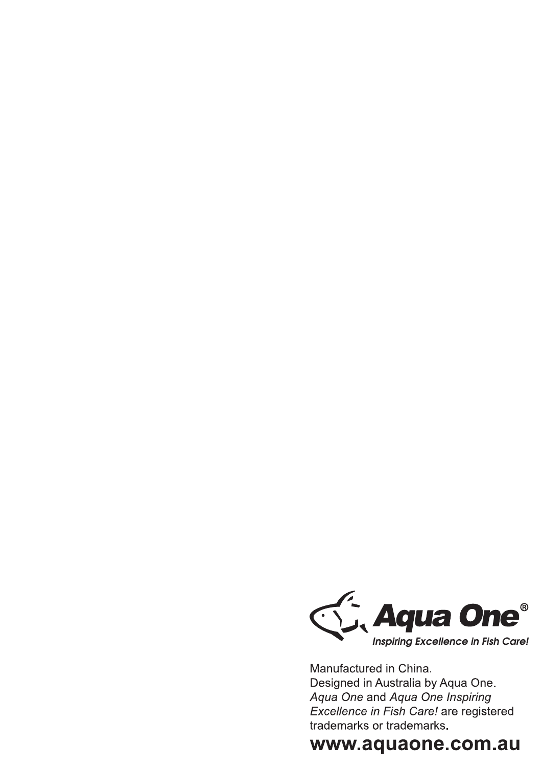**Aqua One®**

*Inspiring Excellence in Fish Care!*

Manufactured in China.
Designed in Australia by Aqua One.
*Aqua One* and *Aqua One Inspiring Excellence in Fish Care!* are registered trademarks or trademarks.

**www.aquaone.com.au**